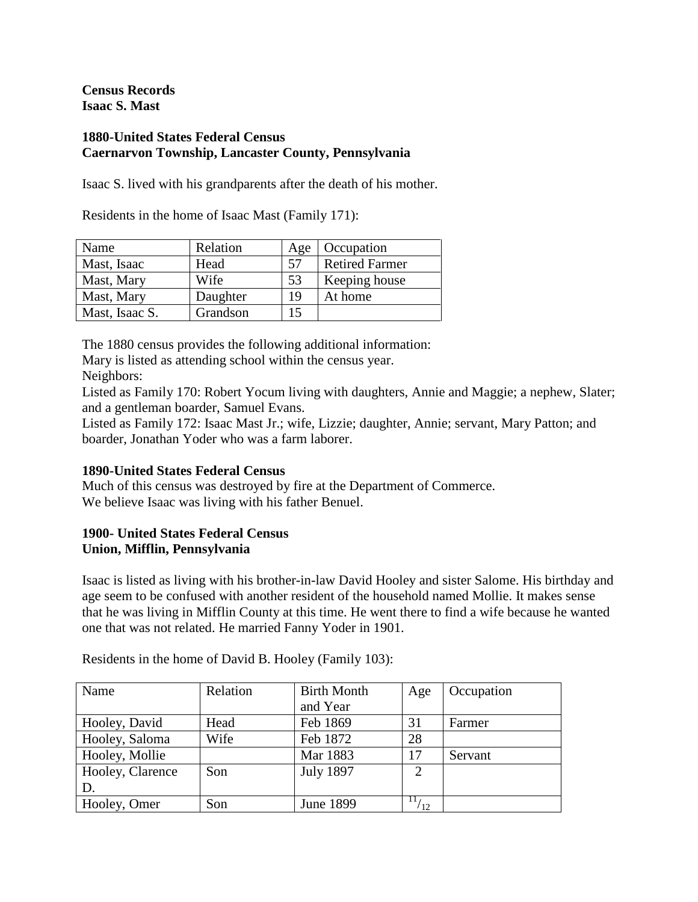**Census Records**
**Isaac S. Mast**

**1880-United States Federal Census**
**Caernarvon Township, Lancaster County, Pennsylvania**

Isaac S. lived with his grandparents after the death of his mother.

Residents in the home of Isaac Mast (Family 171):

| Name | Relation | Age | Occupation |
|---|---|---|---|
| Mast, Isaac | Head | 57 | Retired Farmer |
| Mast, Mary | Wife | 53 | Keeping house |
| Mast, Mary | Daughter | 19 | At home |
| Mast, Isaac S. | Grandson | 15 | |

The 1880 census provides the following additional information:
Mary is listed as attending school within the census year.
Neighbors:
Listed as Family 170: Robert Yocum living with daughters, Annie and Maggie; a nephew, Slater; and a gentleman boarder, Samuel Evans.
Listed as Family 172: Isaac Mast Jr.; wife, Lizzie; daughter, Annie; servant, Mary Patton; and boarder, Jonathan Yoder who was a farm laborer.

**1890-United States Federal Census**
Much of this census was destroyed by fire at the Department of Commerce.
We believe Isaac was living with his father Benuel.

**1900- United States Federal Census**
**Union, Mifflin, Pennsylvania**

Isaac is listed as living with his brother-in-law David Hooley and sister Salome. His birthday and age seem to be confused with another resident of the household named Mollie. It makes sense that he was living in Mifflin County at this time. He went there to find a wife because he wanted one that was not related. He married Fanny Yoder in 1901.

Residents in the home of David B. Hooley (Family 103):

| Name | Relation | Birth Month and Year | Age | Occupation |
|---|---|---|---|---|
| Hooley, David | Head | Feb 1869 | 31 | Farmer |
| Hooley, Saloma | Wife | Feb 1872 | 28 | |
| Hooley, Mollie | | Mar 1883 | 17 | Servant |
| Hooley, Clarence D. | Son | July 1897 | 2 | |
| Hooley, Omer | Son | June 1899 | $^{11}/_{12}$ | |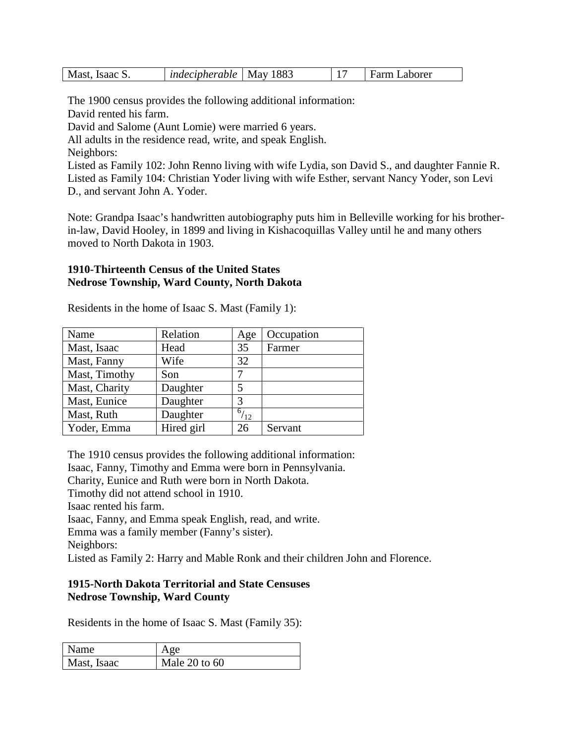| Mast, Isaac S. | *indecipherable* | May 1883 | 17 | Farm Laborer |
|---|---|---|---|---|

The 1900 census provides the following additional information:
David rented his farm.
David and Salome (Aunt Lomie) were married 6 years.
All adults in the residence read, write, and speak English.
Neighbors:
Listed as Family 102: John Renno living with wife Lydia, son David S., and daughter Fannie R.
Listed as Family 104: Christian Yoder living with wife Esther, servant Nancy Yoder, son Levi D., and servant John A. Yoder.

Note: Grandpa Isaac's handwritten autobiography puts him in Belleville working for his brother-in-law, David Hooley, in 1899 and living in Kishacoquillas Valley until he and many others moved to North Dakota in 1903.

**1910-Thirteenth Census of the United States**
**Nedrose Township, Ward County, North Dakota**

Residents in the home of Isaac S. Mast (Family 1):

| Name | Relation | Age | Occupation |
|---|---|---|---|
| Mast, Isaac | Head | 35 | Farmer |
| Mast, Fanny | Wife | 32 | |
| Mast, Timothy | Son | 7 | |
| Mast, Charity | Daughter | 5 | |
| Mast, Eunice | Daughter | 3 | |
| Mast, Ruth | Daughter | $^{6}/_{12}$ | |
| Yoder, Emma | Hired girl | 26 | Servant |

The 1910 census provides the following additional information:
Isaac, Fanny, Timothy and Emma were born in Pennsylvania.
Charity, Eunice and Ruth were born in North Dakota.
Timothy did not attend school in 1910.
Isaac rented his farm.
Isaac, Fanny, and Emma speak English, read, and write.
Emma was a family member (Fanny's sister).
Neighbors:
Listed as Family 2: Harry and Mable Ronk and their children John and Florence.

**1915-North Dakota Territorial and State Censuses**
**Nedrose Township, Ward County**

Residents in the home of Isaac S. Mast (Family 35):

| Name | Age |
|---|---|
| Mast, Isaac | Male 20 to 60 |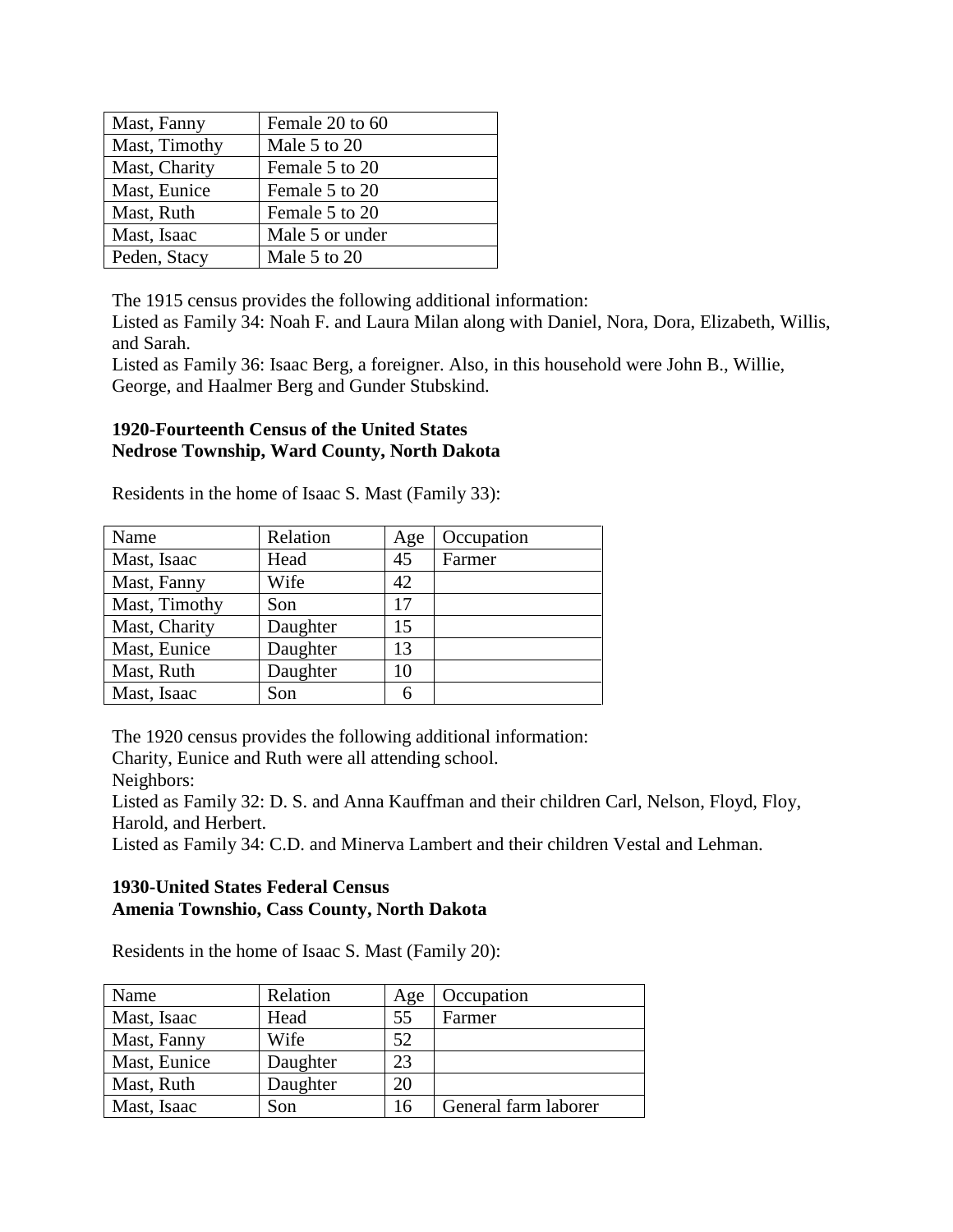| Mast, Fanny | Female 20 to 60 |
|---|---|
| Mast, Timothy | Male 5 to 20 |
| Mast, Charity | Female 5 to 20 |
| Mast, Eunice | Female 5 to 20 |
| Mast, Ruth | Female 5 to 20 |
| Mast, Isaac | Male 5 or under |
| Peden, Stacy | Male 5 to 20 |

The 1915 census provides the following additional information:
Listed as Family 34: Noah F. and Laura Milan along with Daniel, Nora, Dora, Elizabeth, Willis, and Sarah.
Listed as Family 36: Isaac Berg, a foreigner. Also, in this household were John B., Willie, George, and Haalmer Berg and Gunder Stubskind.

**1920-Fourteenth Census of the United States**
**Nedrose Township, Ward County, North Dakota**

Residents in the home of Isaac S. Mast (Family 33):

| Name | Relation | Age | Occupation |
|---|---|---|---|
| Mast, Isaac | Head | 45 | Farmer |
| Mast, Fanny | Wife | 42 | |
| Mast, Timothy | Son | 17 | |
| Mast, Charity | Daughter | 15 | |
| Mast, Eunice | Daughter | 13 | |
| Mast, Ruth | Daughter | 10 | |
| Mast, Isaac | Son | 6 | |

The 1920 census provides the following additional information:
Charity, Eunice and Ruth were all attending school.
Neighbors:
Listed as Family 32: D. S. and Anna Kauffman and their children Carl, Nelson, Floyd, Floy, Harold, and Herbert.
Listed as Family 34: C.D. and Minerva Lambert and their children Vestal and Lehman.

**1930-United States Federal Census**
**Amenia Townshio, Cass County, North Dakota**

Residents in the home of Isaac S. Mast (Family 20):

| Name | Relation | Age | Occupation |
|---|---|---|---|
| Mast, Isaac | Head | 55 | Farmer |
| Mast, Fanny | Wife | 52 | |
| Mast, Eunice | Daughter | 23 | |
| Mast, Ruth | Daughter | 20 | |
| Mast, Isaac | Son | 16 | General farm laborer |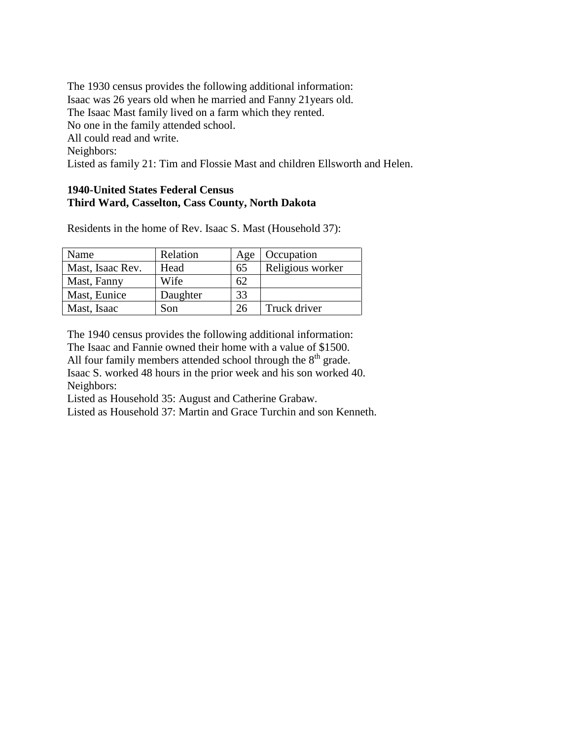The 1930 census provides the following additional information:
Isaac was 26 years old when he married and Fanny 21years old.
The Isaac Mast family lived on a farm which they rented.
No one in the family attended school.
All could read and write.
Neighbors:
Listed as family 21: Tim and Flossie Mast and children Ellsworth and Helen.

**1940-United States Federal Census**
**Third Ward, Casselton, Cass County, North Dakota**

Residents in the home of Rev. Isaac S. Mast (Household 37):

| Name | Relation | Age | Occupation |
|---|---|---|---|
| Mast, Isaac Rev. | Head | 65 | Religious worker |
| Mast, Fanny | Wife | 62 | |
| Mast, Eunice | Daughter | 33 | |
| Mast, Isaac | Son | 26 | Truck driver |

The 1940 census provides the following additional information:
The Isaac and Fannie owned their home with a value of $1500.
All four family members attended school through the 8th grade.
Isaac S. worked 48 hours in the prior week and his son worked 40.
Neighbors:
Listed as Household 35: August and Catherine Grabaw.
Listed as Household 37: Martin and Grace Turchin and son Kenneth.